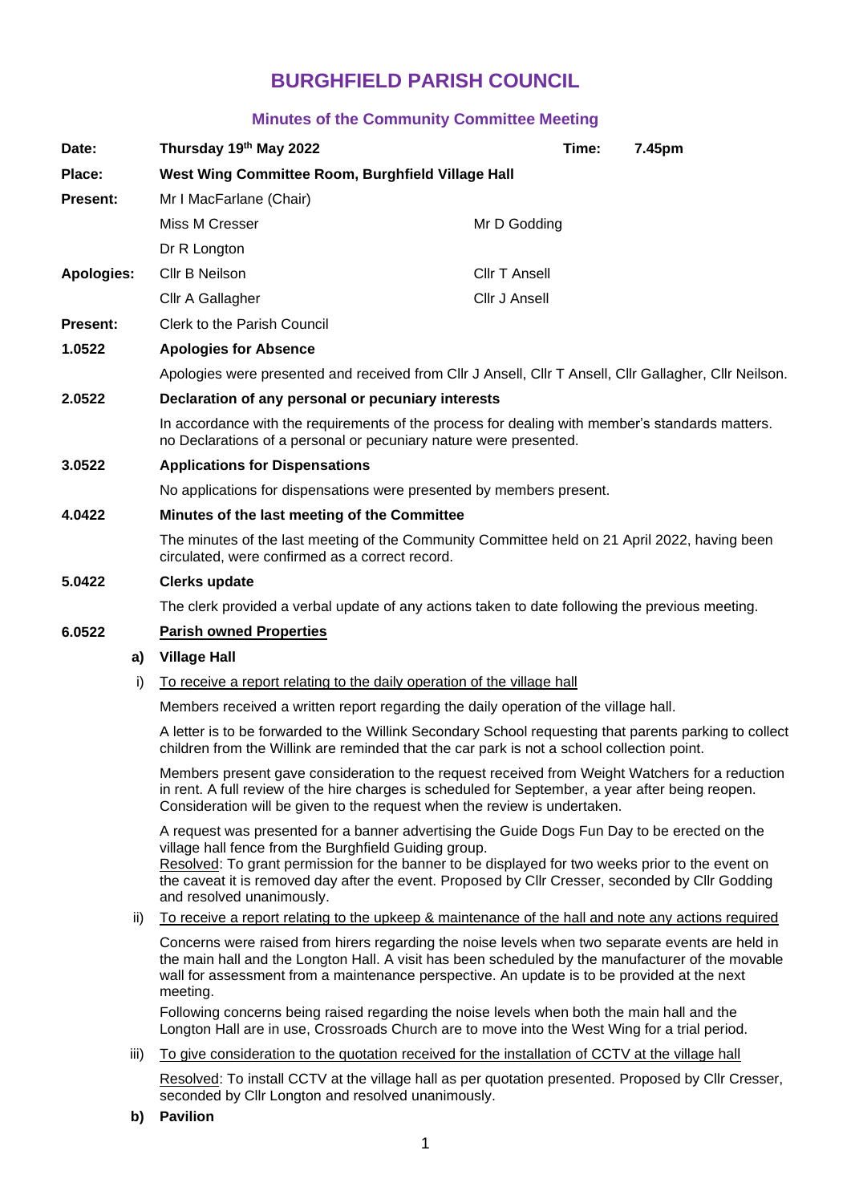# BURGHFIELD PARISH COUNCIL

## Minutes of the Community Committee Meeting

| | | | |
|---|---|---|---|
| **Date:** | **Thursday 19th May 2022** | **Time:** | **7.45pm** |
| **Place:** | **West Wing Committee Room, Burghfield Village Hall** | | |
| **Present:** | Mr I MacFarlane (Chair) | | |
| | Miss M Cresser | Mr D Godding | |
| | Dr R Longton | | |
| **Apologies:** | Cllr B Neilson | Cllr T Ansell | |
| | Cllr A Gallagher | Cllr J Ansell | |
| **Present:** | Clerk to the Parish Council | | |

**1.0522 Apologies for Absence**

Apologies were presented and received from Cllr J Ansell, Cllr T Ansell, Cllr Gallagher, Cllr Neilson.

**2.0522 Declaration of any personal or pecuniary interests**

In accordance with the requirements of the process for dealing with member's standards matters. no Declarations of a personal or pecuniary nature were presented.

**3.0522 Applications for Dispensations**

No applications for dispensations were presented by members present.

**4.0422 Minutes of the last meeting of the Committee**

The minutes of the last meeting of the Community Committee held on 21 April 2022, having been circulated, were confirmed as a correct record.

**5.0422 Clerks update**

The clerk provided a verbal update of any actions taken to date following the previous meeting.

**6.0522 Parish owned Properties**

**a) Village Hall**

i) To receive a report relating to the daily operation of the village hall

Members received a written report regarding the daily operation of the village hall.

A letter is to be forwarded to the Willink Secondary School requesting that parents parking to collect children from the Willink are reminded that the car park is not a school collection point.

Members present gave consideration to the request received from Weight Watchers for a reduction in rent. A full review of the hire charges is scheduled for September, a year after being reopen. Consideration will be given to the request when the review is undertaken.

A request was presented for a banner advertising the Guide Dogs Fun Day to be erected on the village hall fence from the Burghfield Guiding group.
Resolved: To grant permission for the banner to be displayed for two weeks prior to the event on the caveat it is removed day after the event. Proposed by Cllr Cresser, seconded by Cllr Godding and resolved unanimously.

ii) To receive a report relating to the upkeep & maintenance of the hall and note any actions required

Concerns were raised from hirers regarding the noise levels when two separate events are held in the main hall and the Longton Hall. A visit has been scheduled by the manufacturer of the movable wall for assessment from a maintenance perspective. An update is to be provided at the next meeting.

Following concerns being raised regarding the noise levels when both the main hall and the Longton Hall are in use, Crossroads Church are to move into the West Wing for a trial period.

iii) To give consideration to the quotation received for the installation of CCTV at the village hall

Resolved: To install CCTV at the village hall as per quotation presented. Proposed by Cllr Cresser, seconded by Cllr Longton and resolved unanimously.

**b) Pavilion**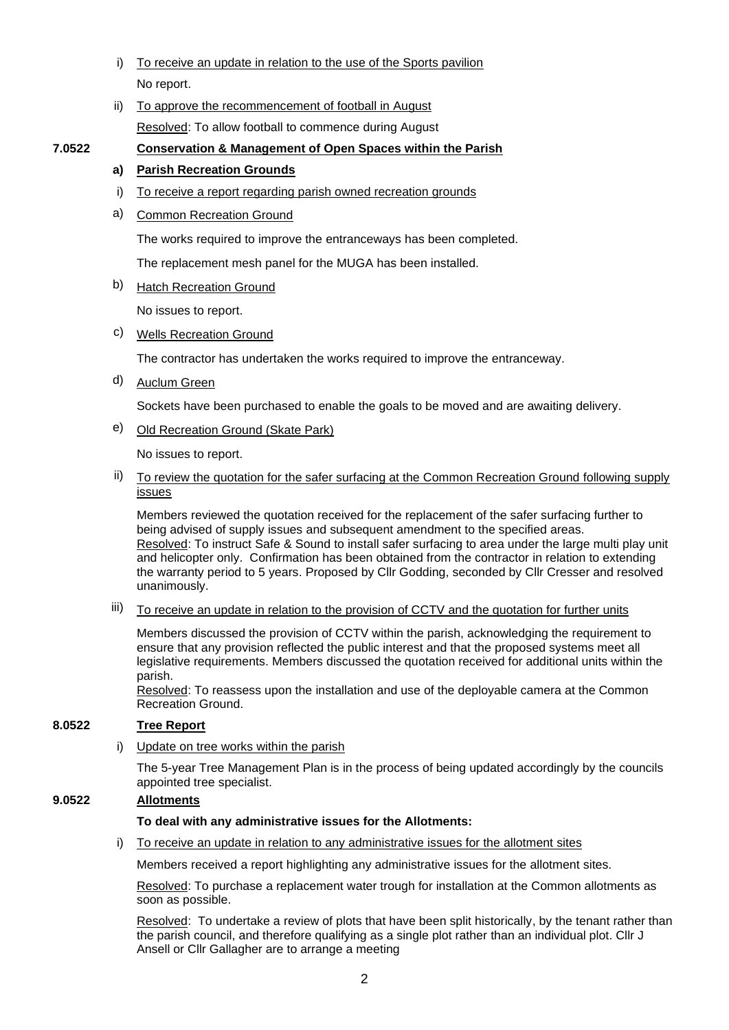i) <u>To receive an update in relation to the use of the Sports pavilion</u>

No report.

ii) <u>To approve the recommencement of football in August</u>

<u>Resolved</u>: To allow football to commence during August

**7.0522 <u>Conservation & Management of Open Spaces within the Parish</u>**

**a) <u>Parish Recreation Grounds</u>**

i) <u>To receive a report regarding parish owned recreation grounds</u>

a) <u>Common Recreation Ground</u>

The works required to improve the entranceways has been completed.

The replacement mesh panel for the MUGA has been installed.

b) <u>Hatch Recreation Ground</u>

No issues to report.

c) <u>Wells Recreation Ground</u>

The contractor has undertaken the works required to improve the entranceway.

d) <u>Auclum Green</u>

Sockets have been purchased to enable the goals to be moved and are awaiting delivery.

e) <u>Old Recreation Ground (Skate Park)</u>

No issues to report.

ii) <u>To review the quotation for the safer surfacing at the Common Recreation Ground following supply issues</u>

Members reviewed the quotation received for the replacement of the safer surfacing further to being advised of supply issues and subsequent amendment to the specified areas.
<u>Resolved</u>: To instruct Safe & Sound to install safer surfacing to area under the large multi play unit and helicopter only. Confirmation has been obtained from the contractor in relation to extending the warranty period to 5 years. Proposed by Cllr Godding, seconded by Cllr Cresser and resolved unanimously.

iii) <u>To receive an update in relation to the provision of CCTV and the quotation for further units</u>

Members discussed the provision of CCTV within the parish, acknowledging the requirement to ensure that any provision reflected the public interest and that the proposed systems meet all legislative requirements. Members discussed the quotation received for additional units within the parish.
<u>Resolved</u>: To reassess upon the installation and use of the deployable camera at the Common Recreation Ground.

**8.0522 <u>Tree Report</u>**

i) <u>Update on tree works within the parish</u>

The 5-year Tree Management Plan is in the process of being updated accordingly by the councils appointed tree specialist.

**9.0522 <u>Allotments</u>**

**To deal with any administrative issues for the Allotments:**

i) <u>To receive an update in relation to any administrative issues for the allotment sites</u>

Members received a report highlighting any administrative issues for the allotment sites.

<u>Resolved</u>: To purchase a replacement water trough for installation at the Common allotments as soon as possible.

<u>Resolved</u>: To undertake a review of plots that have been split historically, by the tenant rather than the parish council, and therefore qualifying as a single plot rather than an individual plot. Cllr J Ansell or Cllr Gallagher are to arrange a meeting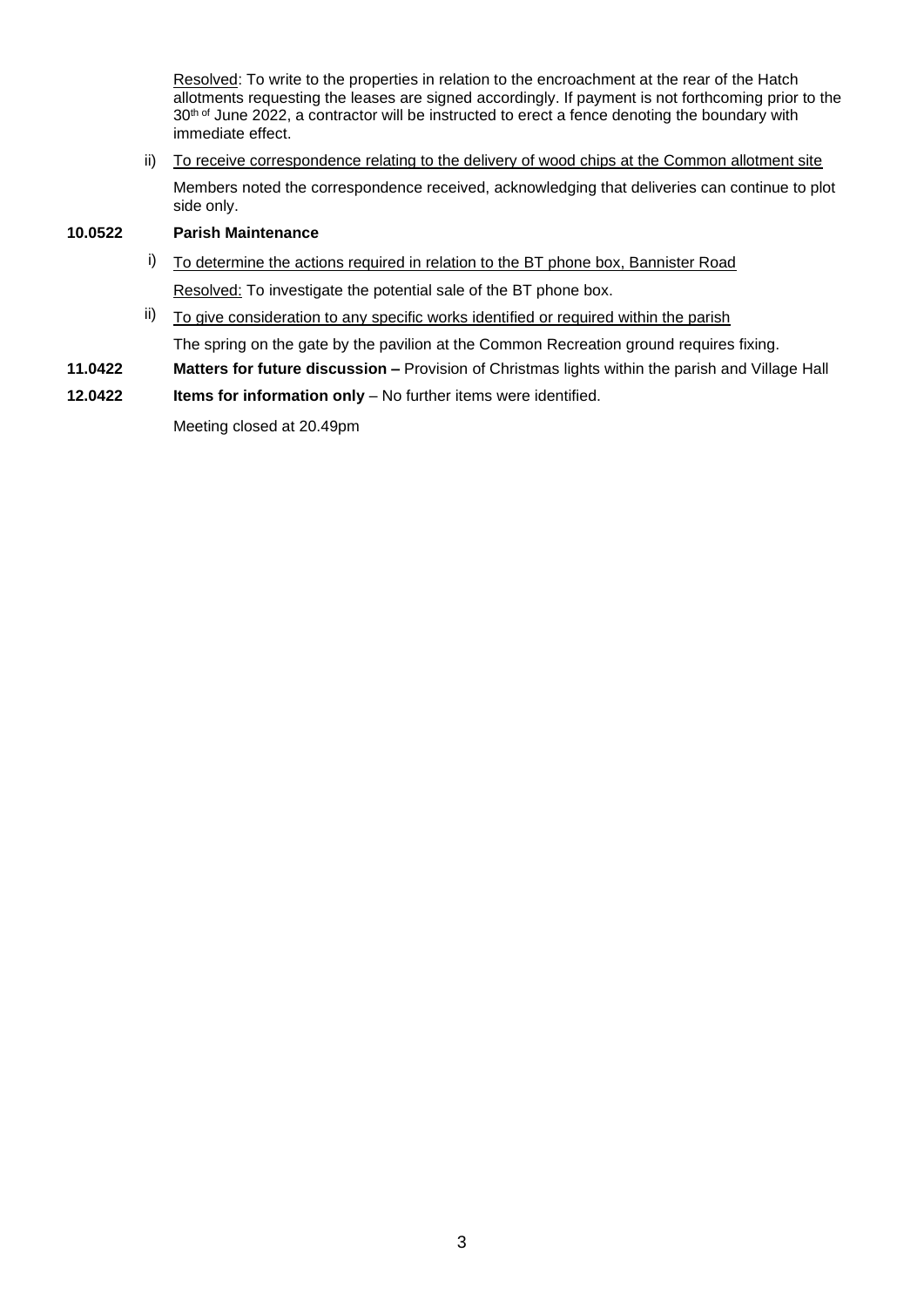Resolved: To write to the properties in relation to the encroachment at the rear of the Hatch allotments requesting the leases are signed accordingly. If payment is not forthcoming prior to the 30th of June 2022, a contractor will be instructed to erect a fence denoting the boundary with immediate effect.

ii) To receive correspondence relating to the delivery of wood chips at the Common allotment site

Members noted the correspondence received, acknowledging that deliveries can continue to plot side only.

**10.0522 Parish Maintenance**

i) To determine the actions required in relation to the BT phone box, Bannister Road

Resolved: To investigate the potential sale of the BT phone box.

ii) To give consideration to any specific works identified or required within the parish

The spring on the gate by the pavilion at the Common Recreation ground requires fixing.

**11.0422 Matters for future discussion –** Provision of Christmas lights within the parish and Village Hall

**12.0422 Items for information only** – No further items were identified.

Meeting closed at 20.49pm